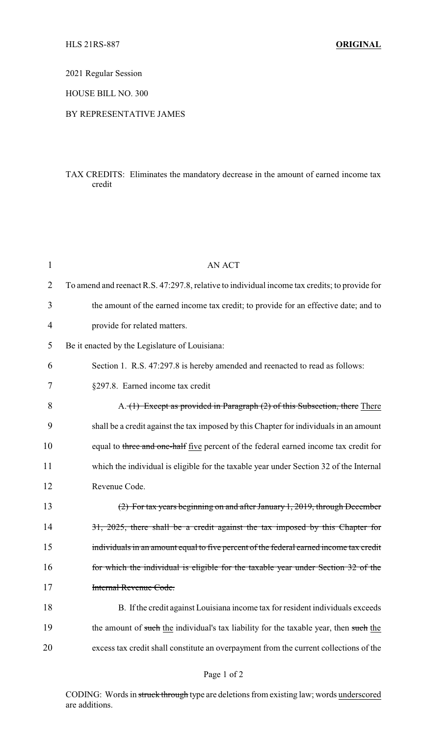HLS 21RS-887 **ORIGINAL**

2021 Regular Session

HOUSE BILL NO. 300

BY REPRESENTATIVE JAMES

TAX CREDITS: Eliminates the mandatory decrease in the amount of earned income tax credit

AN ACT

To amend and reenact R.S. 47:297.8, relative to individual income tax credits; to provide for the amount of the earned income tax credit; to provide for an effective date; and to provide for related matters.

Be it enacted by the Legislature of Louisiana:

Section 1. R.S. 47:297.8 is hereby amended and reenacted to read as follows:

§297.8. Earned income tax credit

A. ~~(1) Except as provided in Paragraph (2) of this Subsection, there~~ <u>There</u> shall be a credit against the tax imposed by this Chapter for individuals in an amount equal to ~~three and one-half~~ <u>five</u> percent of the federal earned income tax credit for which the individual is eligible for the taxable year under Section 32 of the Internal Revenue Code.

~~(2) For tax years beginning on and after January 1, 2019, through December 31, 2025, there shall be a credit against the tax imposed by this Chapter for individuals in an amount equal to five percent of the federal earned income tax credit for which the individual is eligible for the taxable year under Section 32 of the Internal Revenue Code.~~

B. If the credit against Louisiana income tax for resident individuals exceeds the amount of ~~such~~ <u>the</u> individual's tax liability for the taxable year, then ~~such~~ <u>the</u> excess tax credit shall constitute an overpayment from the current collections of the

CODING: Words in ~~struck through~~ type are deletions from existing law; words <u>underscored</u> are additions.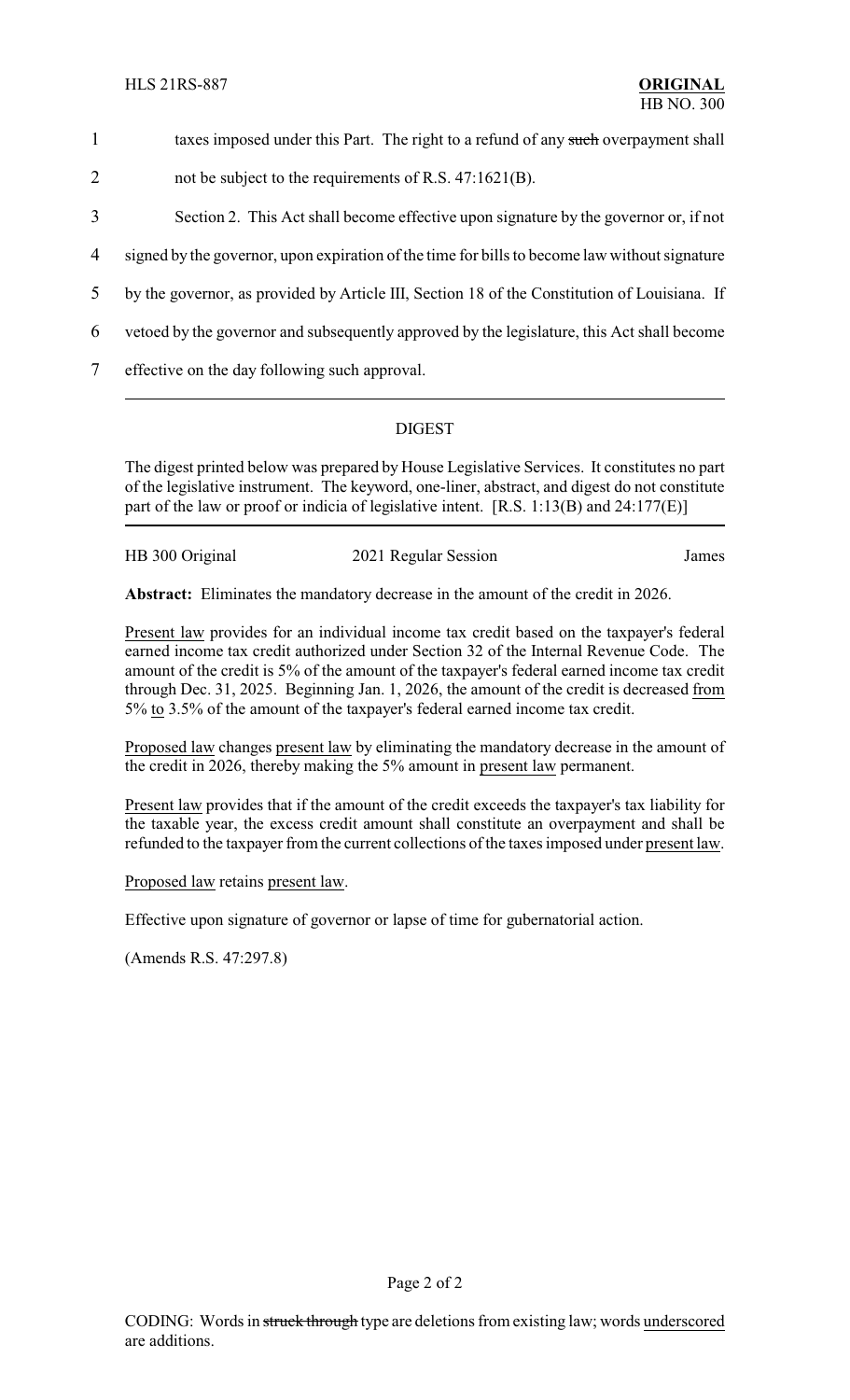1 taxes imposed under this Part. The right to a refund of any ~~such~~ overpayment shall

2 not be subject to the requirements of R.S. 47:1621(B).

3 Section 2. This Act shall become effective upon signature by the governor or, if not

4 signed by the governor, upon expiration of the time for bills to become law without signature

5 by the governor, as provided by Article III, Section 18 of the Constitution of Louisiana. If

6 vetoed by the governor and subsequently approved by the legislature, this Act shall become

7 effective on the day following such approval.

---

## DIGEST

The digest printed below was prepared by House Legislative Services. It constitutes no part of the legislative instrument. The keyword, one-liner, abstract, and digest do not constitute part of the law or proof or indicia of legislative intent. [R.S. 1:13(B) and 24:177(E)]

---

HB 300 Original | 2021 Regular Session | James

**Abstract:** Eliminates the mandatory decrease in the amount of the credit in 2026.

Present law provides for an individual income tax credit based on the taxpayer's federal earned income tax credit authorized under Section 32 of the Internal Revenue Code. The amount of the credit is 5% of the amount of the taxpayer's federal earned income tax credit through Dec. 31, 2025. Beginning Jan. 1, 2026, the amount of the credit is decreased from 5% to 3.5% of the amount of the taxpayer's federal earned income tax credit.

Proposed law changes present law by eliminating the mandatory decrease in the amount of the credit in 2026, thereby making the 5% amount in present law permanent.

Present law provides that if the amount of the credit exceeds the taxpayer's tax liability for the taxable year, the excess credit amount shall constitute an overpayment and shall be refunded to the taxpayer from the current collections of the taxes imposed under present law.

Proposed law retains present law.

Effective upon signature of governor or lapse of time for gubernatorial action.

(Amends R.S. 47:297.8)

CODING: Words in ~~struck through~~ type are deletions from existing law; words underscored are additions.